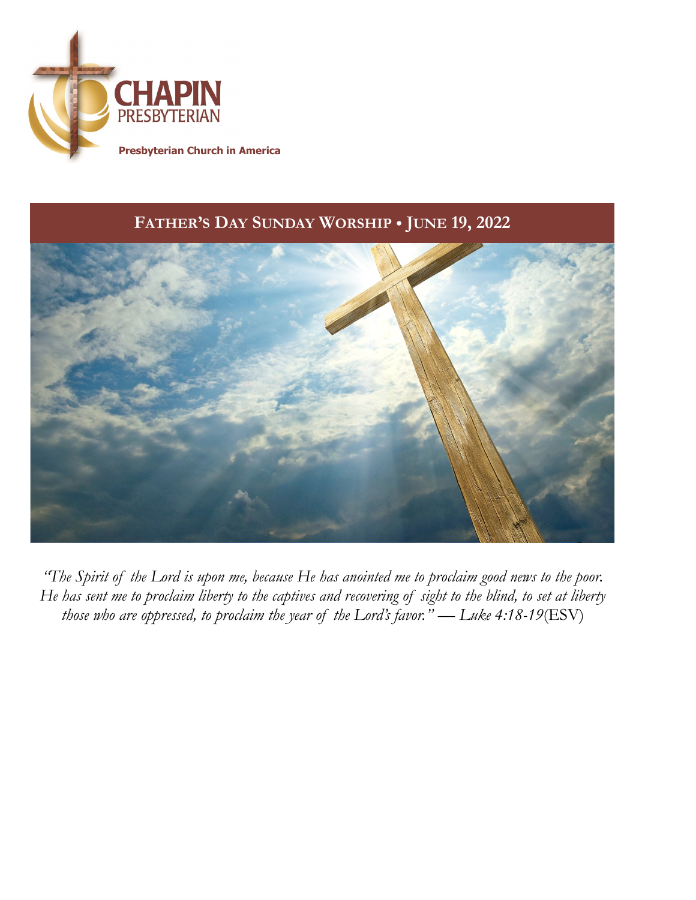**CHAPIN**
PRESBYTERIAN

**Presbyterian Church in America**

## FATHER'S DAY SUNDAY WORSHIP • JUNE 19, 2022

*"The Spirit of the Lord is upon me, because He has anointed me to proclaim good news to the poor. He has sent me to proclaim liberty to the captives and recovering of sight to the blind, to set at liberty those who are oppressed, to proclaim the year of the Lord's favor." — Luke 4:18-19*(ESV)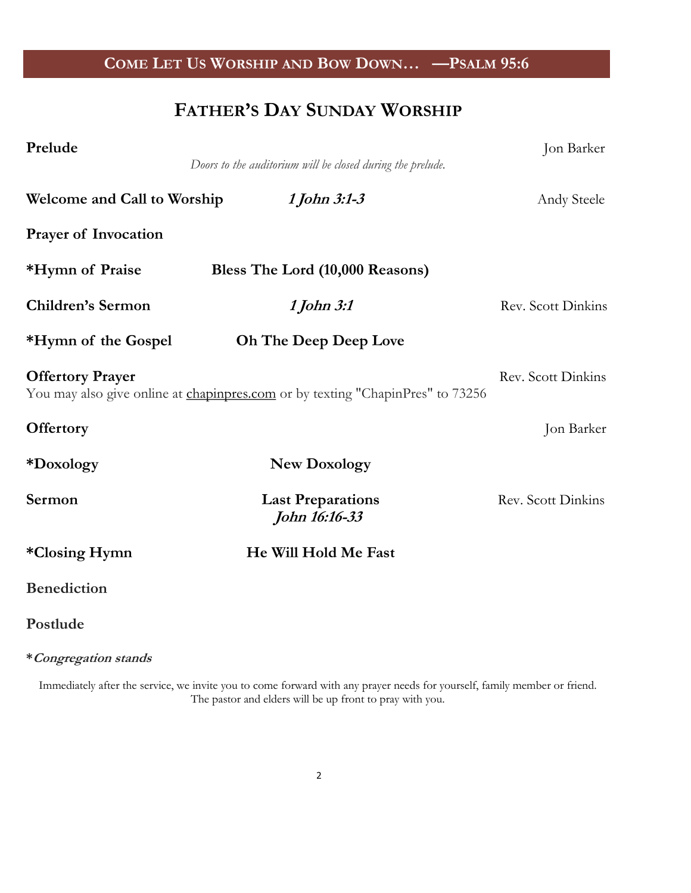## Come Let Us Worship and Bow Down… —Psalm 95:6

# Father's Day Sunday Worship

**Prelude** — Jon Barker

*Doors to the auditorium will be closed during the prelude.*

**Welcome and Call to Worship** — ***1 John 3:1-3*** — Andy Steele

**Prayer of Invocation**

**\*Hymn of Praise** — **Bless The Lord (10,000 Reasons)**

**Children's Sermon** — ***1 John 3:1*** — Rev. Scott Dinkins

**\*Hymn of the Gospel** — **Oh The Deep Deep Love**

**Offertory Prayer** — Rev. Scott Dinkins

You may also give online at chapinpres.com or by texting "ChapinPres" to 73256

**Offertory** — Jon Barker

**\*Doxology** — **New Doxology**

**Sermon** — **Last Preparations** ***John 16:16-33*** — Rev. Scott Dinkins

**\*Closing Hymn** — **He Will Hold Me Fast**

**Benediction**

**Postlude**

\****Congregation stands***

Immediately after the service, we invite you to come forward with any prayer needs for yourself, family member or friend. The pastor and elders will be up front to pray with you.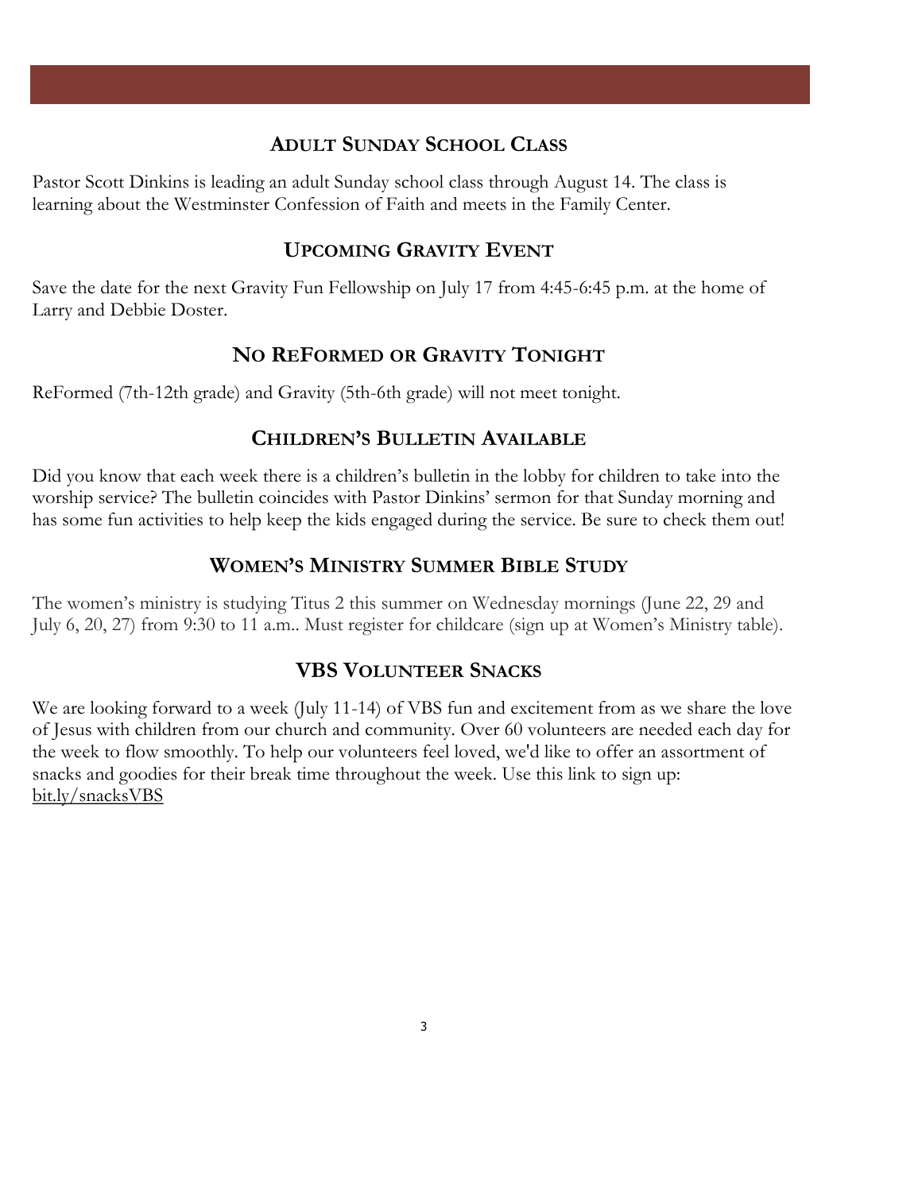## Adult Sunday School Class

Pastor Scott Dinkins is leading an adult Sunday school class through August 14. The class is learning about the Westminster Confession of Faith and meets in the Family Center.

## Upcoming Gravity Event

Save the date for the next Gravity Fun Fellowship on July 17 from 4:45-6:45 p.m. at the home of Larry and Debbie Doster.

## No ReFormed or Gravity Tonight

ReFormed (7th-12th grade) and Gravity (5th-6th grade) will not meet tonight.

## Children's Bulletin Available

Did you know that each week there is a children's bulletin in the lobby for children to take into the worship service? The bulletin coincides with Pastor Dinkins' sermon for that Sunday morning and has some fun activities to help keep the kids engaged during the service. Be sure to check them out!

## Women's Ministry Summer Bible Study

The women's ministry is studying Titus 2 this summer on Wednesday mornings (June 22, 29 and July 6, 20, 27) from 9:30 to 11 a.m.. Must register for childcare (sign up at Women's Ministry table).

## VBS Volunteer Snacks

We are looking forward to a week (July 11-14) of VBS fun and excitement from as we share the love of Jesus with children from our church and community. Over 60 volunteers are needed each day for the week to flow smoothly. To help our volunteers feel loved, we'd like to offer an assortment of snacks and goodies for their break time throughout the week. Use this link to sign up: bit.ly/snacksVBS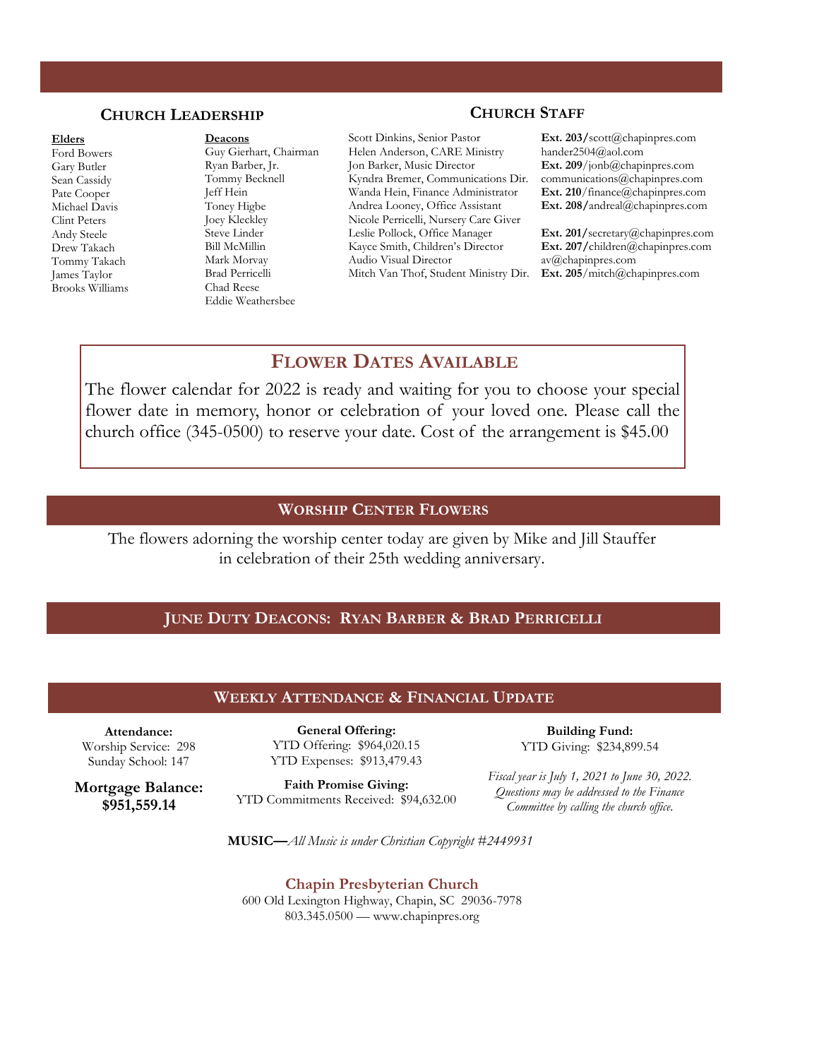## Church Leadership

**Elders**
Ford Bowers
Gary Butler
Sean Cassidy
Pate Cooper
Michael Davis
Clint Peters
Andy Steele
Drew Takach
Tommy Takach
James Taylor
Brooks Williams

**Deacons**
Guy Gierhart, Chairman
Ryan Barber, Jr.
Tommy Becknell
Jeff Hein
Toney Higbe
Joey Kleckley
Steve Linder
Bill McMillin
Mark Morvay
Brad Perricelli
Chad Reese
Eddie Weathersbee

## Church Staff

| | |
|---|---|
| Scott Dinkins, Senior Pastor | **Ext. 203/**scott@chapinpres.com |
| Helen Anderson, CARE Ministry | hander2504@aol.com |
| Jon Barker, Music Director | **Ext. 209**/jonb@chapinpres.com |
| Kyndra Bremer, Communications Dir. | communications@chapinpres.com |
| Wanda Hein, Finance Administrator | **Ext. 210**/finance@chapinpres.com |
| Andrea Looney, Office Assistant | **Ext. 208/**andreal@chapinpres.com |
| Nicole Perricelli, Nursery Care Giver | |
| Leslie Pollock, Office Manager | **Ext. 201/**secretary@chapinpres.com |
| Kayce Smith, Children's Director | **Ext. 207/**children@chapinpres.com |
| Audio Visual Director | av@chapinpres.com |
| Mitch Van Thof, Student Ministry Dir. | **Ext. 205**/mitch@chapinpres.com |

## Flower Dates Available

The flower calendar for 2022 is ready and waiting for you to choose your special flower date in memory, honor or celebration of your loved one. Please call the church office (345-0500) to reserve your date. Cost of the arrangement is $45.00

## Worship Center Flowers

The flowers adorning the worship center today are given by Mike and Jill Stauffer in celebration of their 25th wedding anniversary.

## June Duty Deacons: Ryan Barber & Brad Perricelli

## Weekly Attendance & Financial Update

**Attendance:**
Worship Service: 298
Sunday School: 147

**Mortgage Balance:**
**$951,559.14**

**General Offering:**
YTD Offering: $964,020.15
YTD Expenses: $913,479.43

**Faith Promise Giving:**
YTD Commitments Received: $94,632.00

**Building Fund:**
YTD Giving: $234,899.54

*Fiscal year is July 1, 2021 to June 30, 2022. Questions may be addressed to the Finance Committee by calling the church office.*

**MUSIC—***All Music is under Christian Copyright #2449931*

**Chapin Presbyterian Church**
600 Old Lexington Highway, Chapin, SC 29036-7978
803.345.0500 — www.chapinpres.org